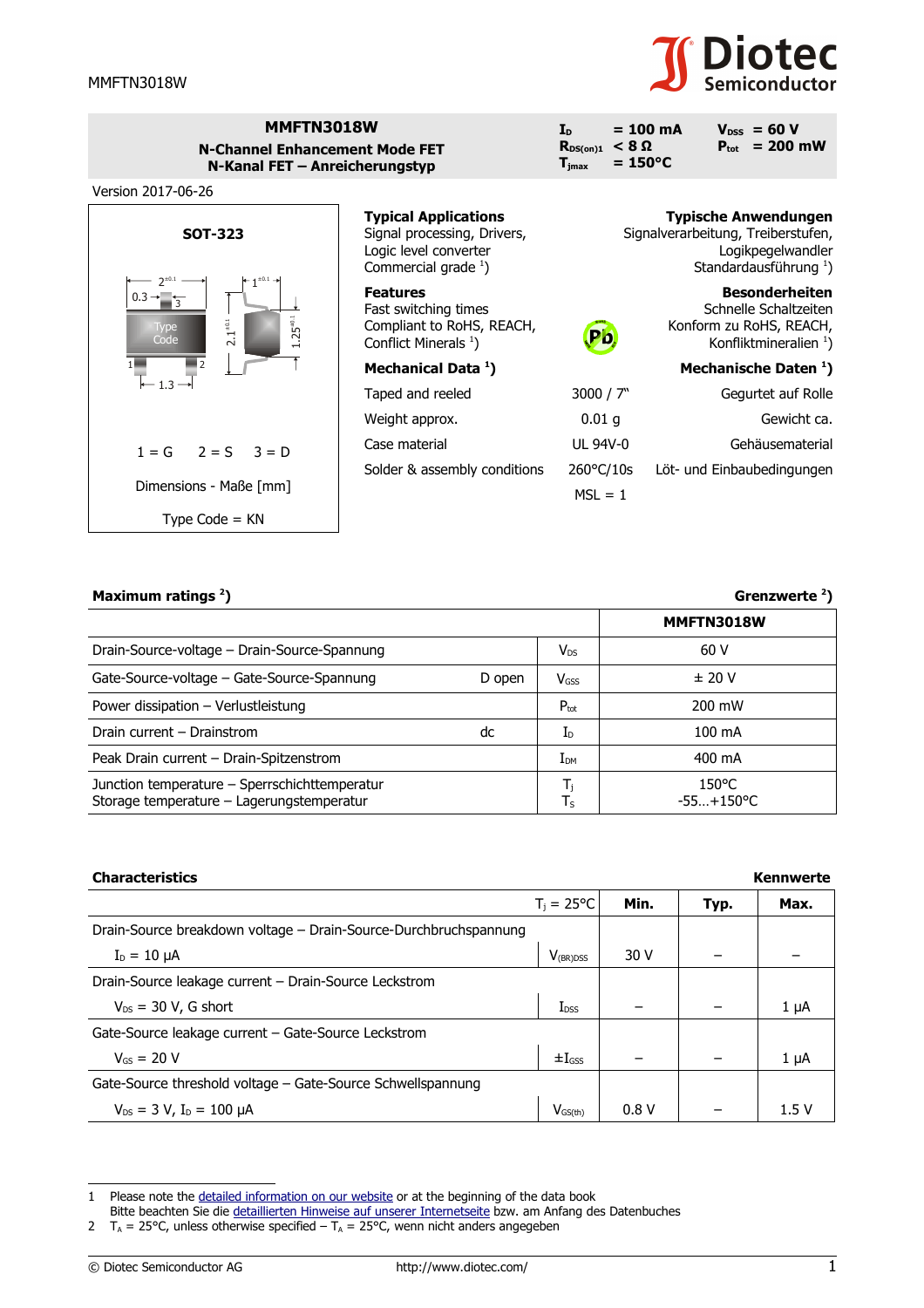# MMFTN3018W

**N-Channel Enhancement Mode FET**
**N-Kanal FET – Anreicherungstyp**

| | | | |
|---|---|---|---|
| $I_D$ | = 100 mA | $V_{DSS}$ | = 60 V |
| $R_{DS(on)1}$ | < 8 Ω | $P_{tot}$ | = 200 mW |
| $T_{jmax}$ | = 150°C | | |

Version 2017-06-26

**SOT-323**

1 = G 2 = S 3 = D

Dimensions - Maße [mm]

Type Code = KN

| **Typical Applications** | **Typische Anwendungen** |
|---|---|
| Signal processing, Drivers, Logic level converter | Signalverarbeitung, Treiberstufen, Logikpegelwandler |
| Commercial grade [1]) | Standardausführung [1]) |

| **Features** | **Besonderheiten** |
|---|---|
| Fast switching times | Schnelle Schaltzeiten |
| Compliant to RoHS, REACH, Conflict Minerals [1]) | Konform zu RoHS, REACH, Konfliktmineralien [1]) |

| **Mechanical Data [1])** | | **Mechanische Daten [1])** |
|---|---|---|
| Taped and reeled | 3000 / 7" | Gegurtet auf Rolle |
| Weight approx. | 0.01 g | Gewicht ca. |
| Case material | UL 94V-0 | Gehäusematerial |
| Solder & assembly conditions | 260°C/10s | Löt- und Einbaubedingungen |
| | MSL = 1 | |

## Maximum ratings [2]) — Grenzwerte [2])

| | | | MMFTN3018W |
|---|---|---|---|
| Drain-Source-voltage – Drain-Source-Spannung | | $V_{DS}$ | 60 V |
| Gate-Source-voltage – Gate-Source-Spannung | D open | $V_{GSS}$ | ± 20 V |
| Power dissipation – Verlustleistung | | $P_{tot}$ | 200 mW |
| Drain current – Drainstrom | dc | $I_D$ | 100 mA |
| Peak Drain current – Drain-Spitzenstrom | | $I_{DM}$ | 400 mA |
| Junction temperature – Sperrschichttemperatur<br>Storage temperature – Lagerungstemperatur | | $T_j$<br>$T_S$ | 150°C<br>-55…+150°C |

## Characteristics — Kennwerte

| $T_j$ = 25°C | | Min. | Typ. | Max. |
|---|---|---|---|---|
| Drain-Source breakdown voltage – Drain-Source-Durchbruchspannung<br>$I_D$ = 10 µA | $V_{(BR)DSS}$ | 30 V | – | – |
| Drain-Source leakage current – Drain-Source Leckstrom<br>$V_{DS}$ = 30 V, G short | $I_{DSS}$ | – | – | 1 µA |
| Gate-Source leakage current – Gate-Source Leckstrom<br>$V_{GS}$ = 20 V | $\pm I_{GSS}$ | – | – | 1 µA |
| Gate-Source threshold voltage – Gate-Source Schwellspannung<br>$V_{DS}$ = 3 V, $I_D$ = 100 µA | $V_{GS(th)}$ | 0.8 V | – | 1.5 V |

1 Please note the detailed information on our website or at the beginning of the data book
Bitte beachten Sie die detaillierten Hinweise auf unserer Internetseite bzw. am Anfang des Datenbuches

2 $T_A$ = 25°C, unless otherwise specified – $T_A$ = 25°C, wenn nicht anders angegeben

© Diotec Semiconductor AG http://www.diotec.com/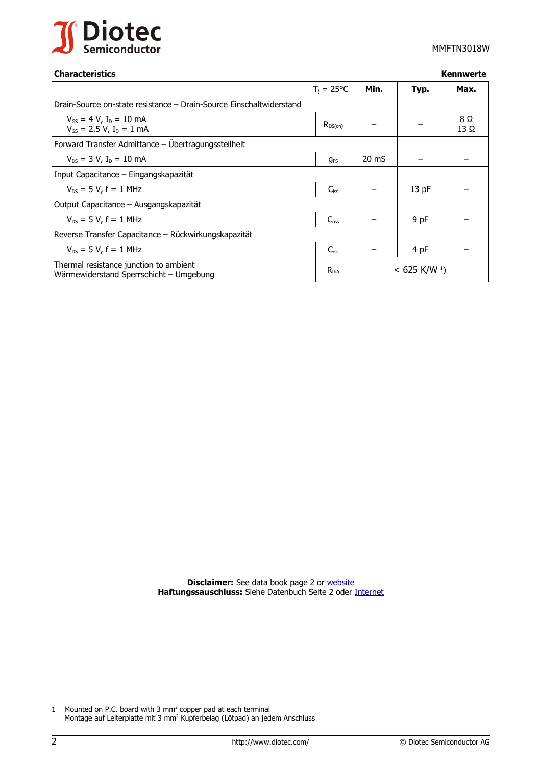**Characteristics** **Kennwerte**

| $T_j = 25°C$ | | Min. | Typ. | Max. |
|---|---|---|---|---|
| Drain-Source on-state resistance – Drain-Source Einschaltwiderstand | | | | |
| $V_{GS} = 4$ V, $I_D = 10$ mA<br>$V_{GS} = 2.5$ V, $I_D = 1$ mA | $R_{DS(on)}$ | – | – | 8 Ω<br>13 Ω |
| Forward Transfer Admittance – Übertragungssteilheit | | | | |
| $V_{DS} = 3$ V, $I_D = 10$ mA | $g_{FS}$ | 20 mS | – | – |
| Input Capacitance – Eingangskapazität | | | | |
| $V_{DS} = 5$ V, f = 1 MHz | $C_{iss}$ | – | 13 pF | – |
| Output Capacitance – Ausgangskapazität | | | | |
| $V_{DS} = 5$ V, f = 1 MHz | $C_{oss}$ | – | 9 pF | – |
| Reverse Transfer Capacitance – Rückwirkungskapazität | | | | |
| $V_{DS} = 5$ V, f = 1 MHz | $C_{rss}$ | – | 4 pF | – |
| Thermal resistance junction to ambient<br>Wärmewiderstand Sperrschicht – Umgebung | $R_{thA}$ | | < 625 K/W [1]) | |

**Disclaimer:** See data book page 2 or website
**Haftungssausschluss:** Siehe Datenbuch Seite 2 oder Internet

1 Mounted on P.C. board with 3 mm² copper pad at each terminal
Montage auf Leiterplatte mit 3 mm² Kupferbelag (Lötpad) an jedem Anschluss